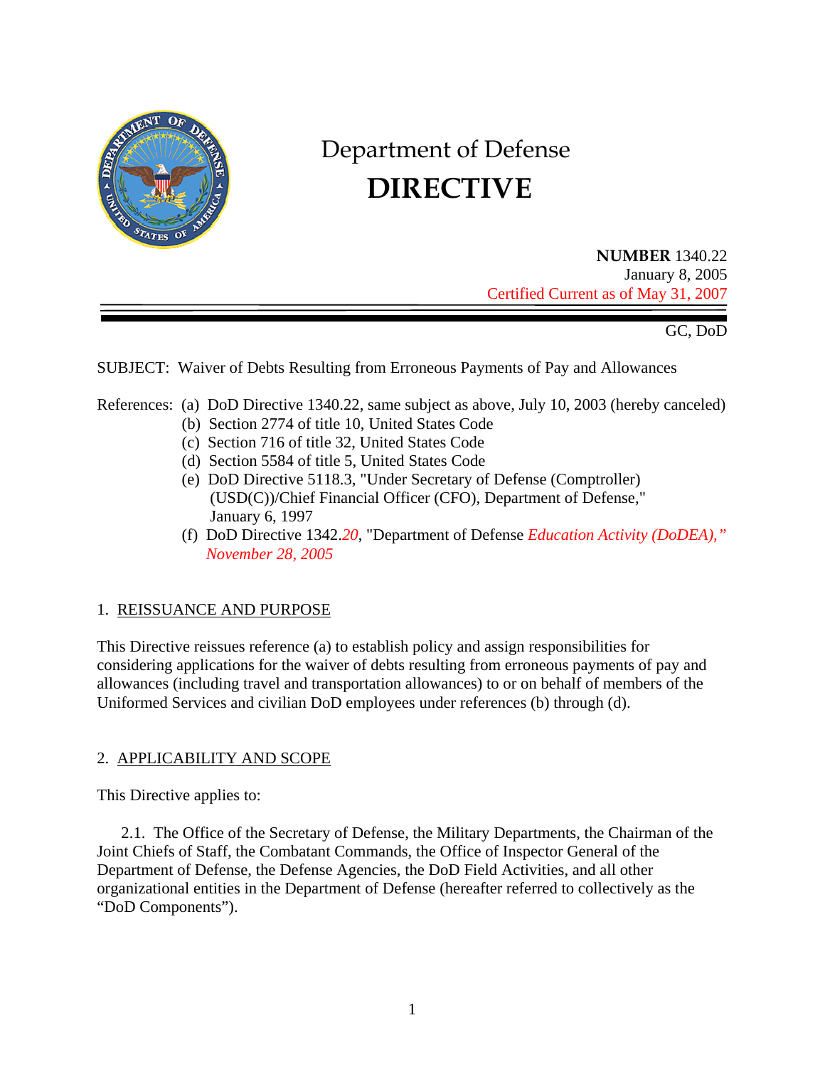# Department of Defense

# DIRECTIVE

**NUMBER** 1340.22
January 8, 2005
Certified Current as of May 31, 2007

GC, DoD

SUBJECT: Waiver of Debts Resulting from Erroneous Payments of Pay and Allowances

References:
(a) DoD Directive 1340.22, same subject as above, July 10, 2003 (hereby canceled)
(b) Section 2774 of title 10, United States Code
(c) Section 716 of title 32, United States Code
(d) Section 5584 of title 5, United States Code
(e) DoD Directive 5118.3, "Under Secretary of Defense (Comptroller) (USD(C))/Chief Financial Officer (CFO), Department of Defense," January 6, 1997
(f) DoD Directive 1342.*20*, "Department of Defense *Education Activity (DoDEA)," November 28, 2005*

## 1. REISSUANCE AND PURPOSE

This Directive reissues reference (a) to establish policy and assign responsibilities for considering applications for the waiver of debts resulting from erroneous payments of pay and allowances (including travel and transportation allowances) to or on behalf of members of the Uniformed Services and civilian DoD employees under references (b) through (d).

## 2. APPLICABILITY AND SCOPE

This Directive applies to:

2.1. The Office of the Secretary of Defense, the Military Departments, the Chairman of the Joint Chiefs of Staff, the Combatant Commands, the Office of Inspector General of the Department of Defense, the Defense Agencies, the DoD Field Activities, and all other organizational entities in the Department of Defense (hereafter referred to collectively as the "DoD Components").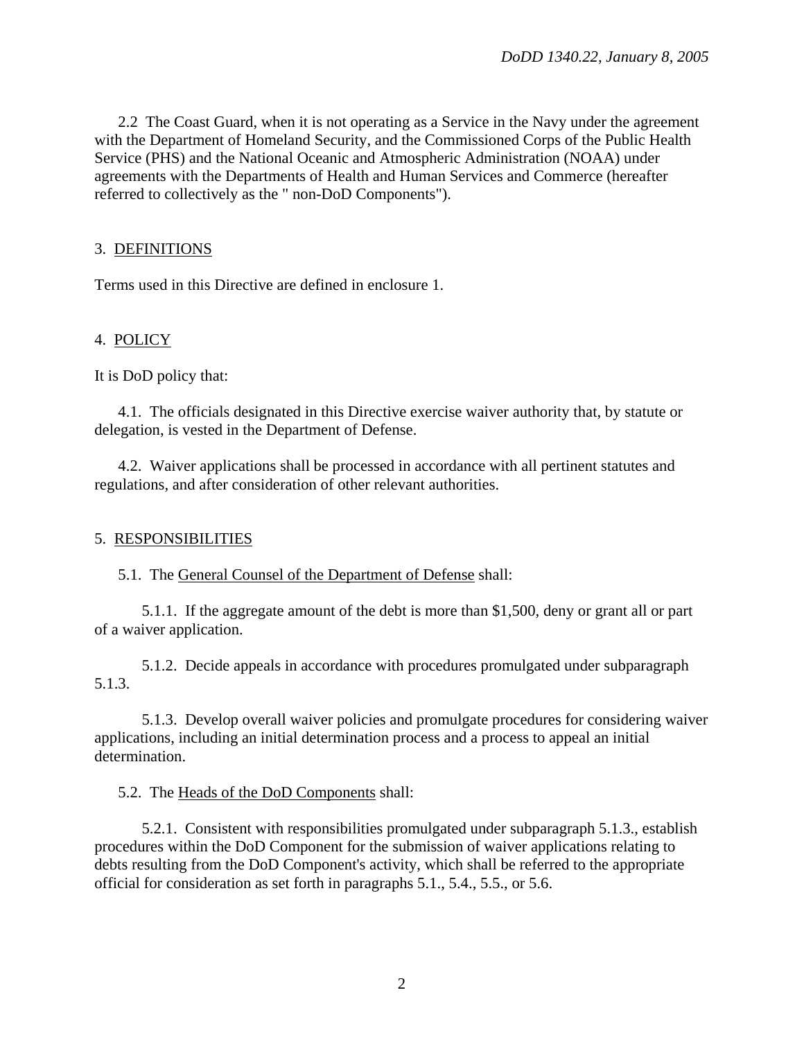2.2 The Coast Guard, when it is not operating as a Service in the Navy under the agreement with the Department of Homeland Security, and the Commissioned Corps of the Public Health Service (PHS) and the National Oceanic and Atmospheric Administration (NOAA) under agreements with the Departments of Health and Human Services and Commerce (hereafter referred to collectively as the " non-DoD Components").

## 3. DEFINITIONS

Terms used in this Directive are defined in enclosure 1.

## 4. POLICY

It is DoD policy that:

4.1. The officials designated in this Directive exercise waiver authority that, by statute or delegation, is vested in the Department of Defense.

4.2. Waiver applications shall be processed in accordance with all pertinent statutes and regulations, and after consideration of other relevant authorities.

## 5. RESPONSIBILITIES

5.1. The General Counsel of the Department of Defense shall:

5.1.1. If the aggregate amount of the debt is more than $1,500, deny or grant all or part of a waiver application.

5.1.2. Decide appeals in accordance with procedures promulgated under subparagraph 5.1.3.

5.1.3. Develop overall waiver policies and promulgate procedures for considering waiver applications, including an initial determination process and a process to appeal an initial determination.

5.2. The Heads of the DoD Components shall:

5.2.1. Consistent with responsibilities promulgated under subparagraph 5.1.3., establish procedures within the DoD Component for the submission of waiver applications relating to debts resulting from the DoD Component's activity, which shall be referred to the appropriate official for consideration as set forth in paragraphs 5.1., 5.4., 5.5., or 5.6.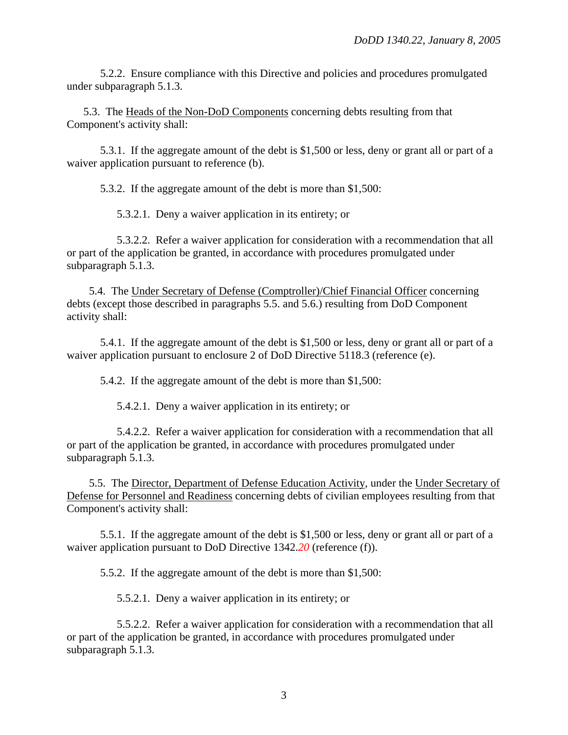5.2.2. Ensure compliance with this Directive and policies and procedures promulgated under subparagraph 5.1.3.

5.3. The Heads of the Non-DoD Components concerning debts resulting from that Component's activity shall:

5.3.1. If the aggregate amount of the debt is $1,500 or less, deny or grant all or part of a waiver application pursuant to reference (b).

5.3.2. If the aggregate amount of the debt is more than $1,500:

5.3.2.1. Deny a waiver application in its entirety; or

5.3.2.2. Refer a waiver application for consideration with a recommendation that all or part of the application be granted, in accordance with procedures promulgated under subparagraph 5.1.3.

5.4. The Under Secretary of Defense (Comptroller)/Chief Financial Officer concerning debts (except those described in paragraphs 5.5. and 5.6.) resulting from DoD Component activity shall:

5.4.1. If the aggregate amount of the debt is $1,500 or less, deny or grant all or part of a waiver application pursuant to enclosure 2 of DoD Directive 5118.3 (reference (e).

5.4.2. If the aggregate amount of the debt is more than $1,500:

5.4.2.1. Deny a waiver application in its entirety; or

5.4.2.2. Refer a waiver application for consideration with a recommendation that all or part of the application be granted, in accordance with procedures promulgated under subparagraph 5.1.3.

5.5. The Director, Department of Defense Education Activity, under the Under Secretary of Defense for Personnel and Readiness concerning debts of civilian employees resulting from that Component's activity shall:

5.5.1. If the aggregate amount of the debt is $1,500 or less, deny or grant all or part of a waiver application pursuant to DoD Directive 1342.*20* (reference (f)).

5.5.2. If the aggregate amount of the debt is more than $1,500:

5.5.2.1. Deny a waiver application in its entirety; or

5.5.2.2. Refer a waiver application for consideration with a recommendation that all or part of the application be granted, in accordance with procedures promulgated under subparagraph 5.1.3.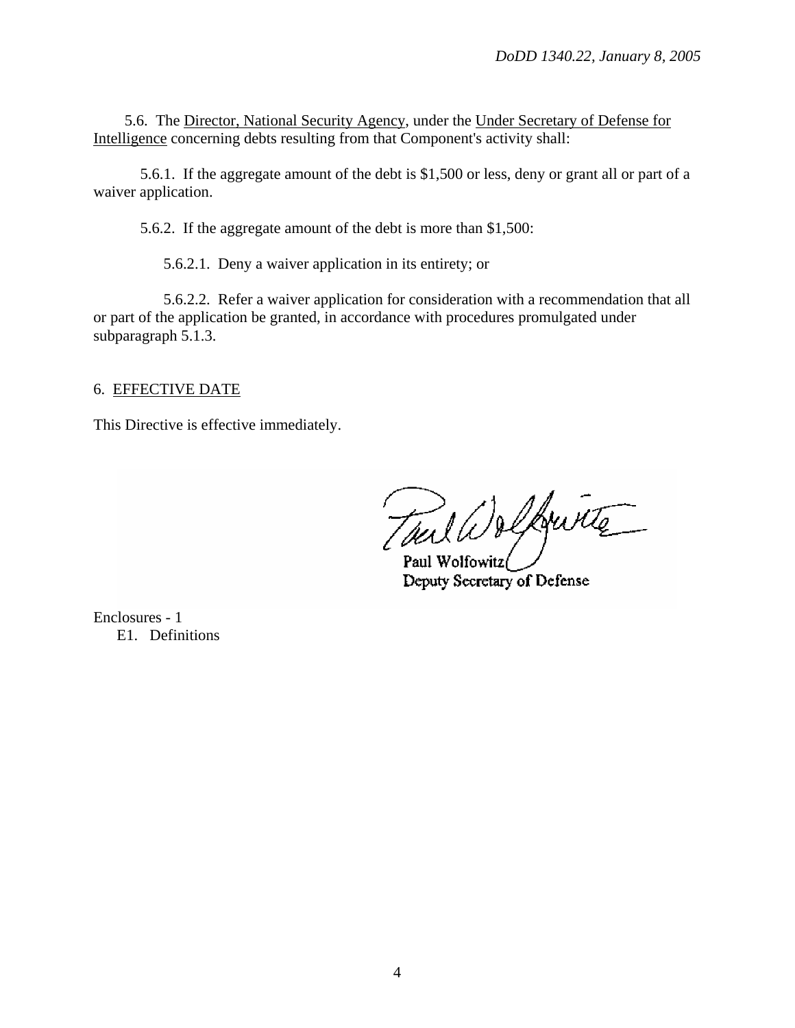5.6. The Director, National Security Agency, under the Under Secretary of Defense for Intelligence concerning debts resulting from that Component's activity shall:

5.6.1. If the aggregate amount of the debt is $1,500 or less, deny or grant all or part of a waiver application.

5.6.2. If the aggregate amount of the debt is more than $1,500:

5.6.2.1. Deny a waiver application in its entirety; or

5.6.2.2. Refer a waiver application for consideration with a recommendation that all or part of the application be granted, in accordance with procedures promulgated under subparagraph 5.1.3.

## 6. EFFECTIVE DATE

This Directive is effective immediately.

Paul Wolfowitz
Deputy Secretary of Defense

Enclosures - 1
E1. Definitions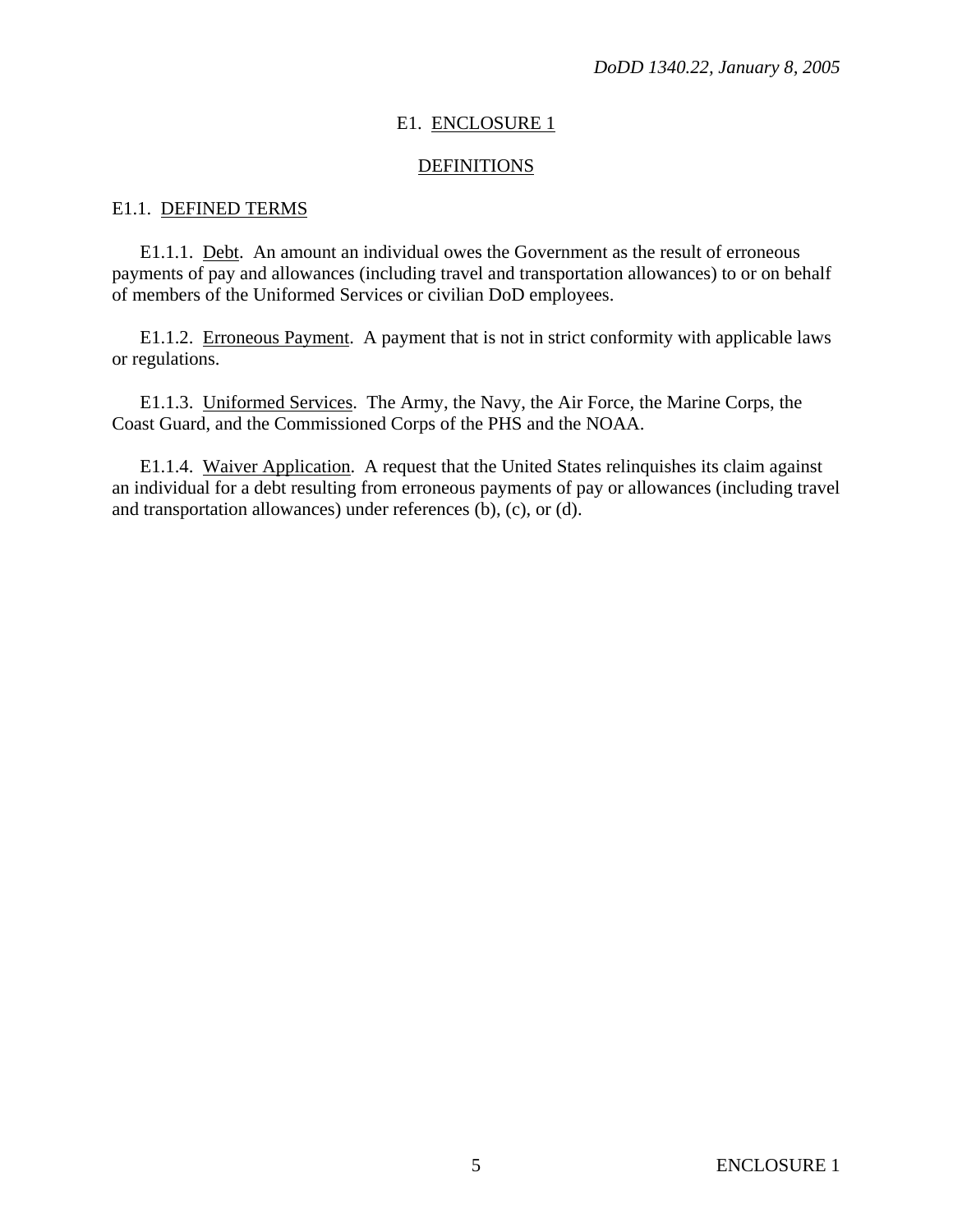# E1. ENCLOSURE 1

## DEFINITIONS

### E1.1. DEFINED TERMS

E1.1.1. Debt. An amount an individual owes the Government as the result of erroneous payments of pay and allowances (including travel and transportation allowances) to or on behalf of members of the Uniformed Services or civilian DoD employees.

E1.1.2. Erroneous Payment. A payment that is not in strict conformity with applicable laws or regulations.

E1.1.3. Uniformed Services. The Army, the Navy, the Air Force, the Marine Corps, the Coast Guard, and the Commissioned Corps of the PHS and the NOAA.

E1.1.4. Waiver Application. A request that the United States relinquishes its claim against an individual for a debt resulting from erroneous payments of pay or allowances (including travel and transportation allowances) under references (b), (c), or (d).